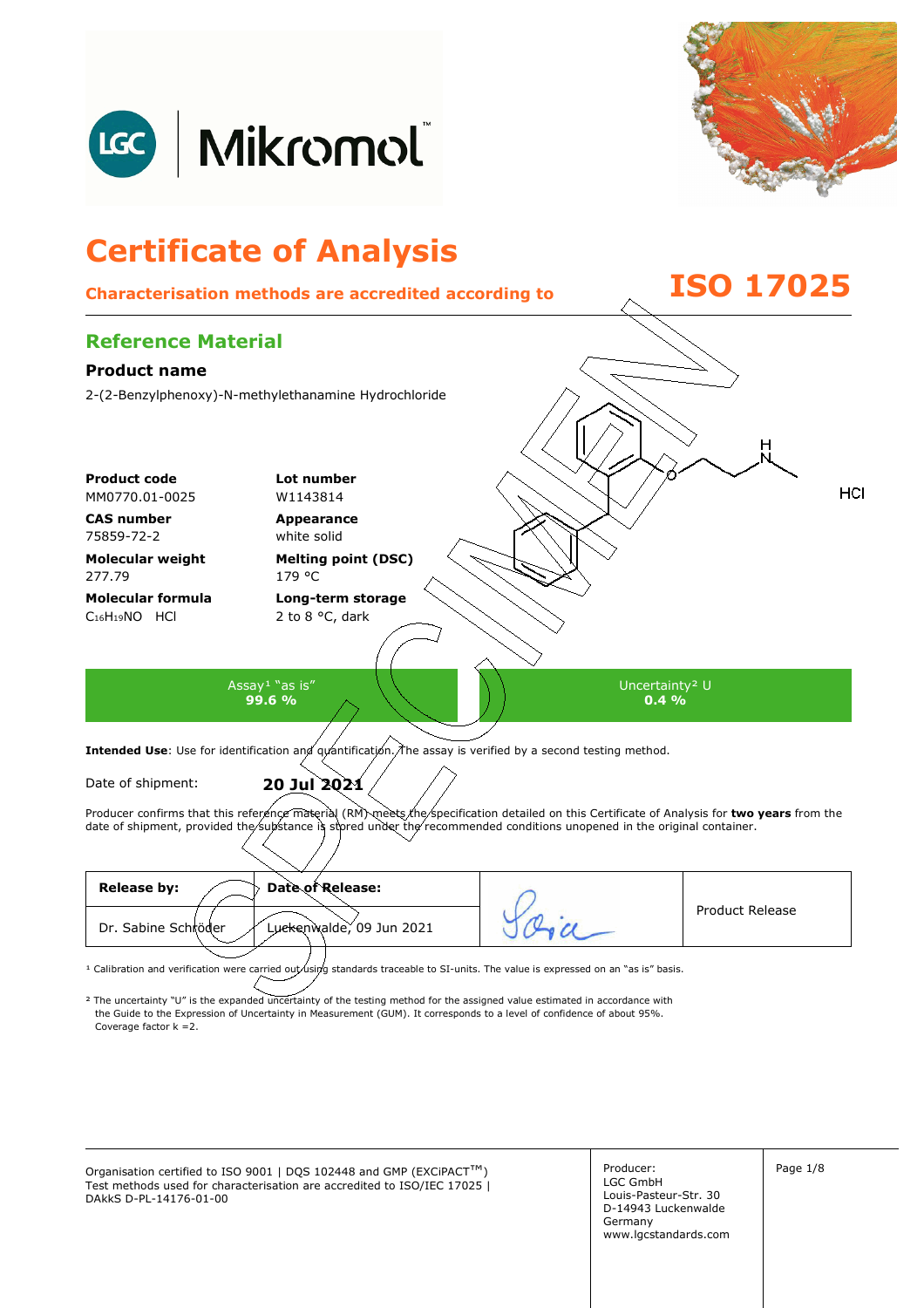LGC | Mikromol™

# Certificate of Analysis

**Characterisation methods are accredited according to ISO 17025**

## Reference Material

### Product name

2-(2-Benzylphenoxy)-N-methylethanamine Hydrochloride

HCl

| | |
|---|---|
| **Product code**<br>MM0770.01-0025 | **Lot number**<br>W1143814 |
| **CAS number**<br>75859-72-2 | **Appearance**<br>white solid |
| **Molecular weight**<br>277.79 | **Melting point (DSC)**<br>179 °C |
| **Molecular formula**<br>$C_{16}H_{19}NO \cdot HCl$ | **Long-term storage**<br>2 to 8 °C, dark |

| Assay[1] "as is" | Uncertainty[2] U |
|---|---|
| **99.6 %** | **0.4 %** |

**Intended Use**: Use for identification and quantification. The assay is verified by a second testing method.

Date of shipment: **20 Jul 2021**

Producer confirms that this reference material (RM) meets the specification detailed on this Certificate of Analysis for **two years** from the date of shipment, provided the substance is stored under the recommended conditions unopened in the original container.

| **Release by:** | **Date of Release:** | | Product Release |
|---|---|---|---|
| Dr. Sabine Schröder | Luckenwalde, 09 Jun 2021 | | |

[1] Calibration and verification were carried out using standards traceable to SI-units. The value is expressed on an "as is" basis.

[2] The uncertainty "U" is the expanded uncertainty of the testing method for the assigned value estimated in accordance with the Guide to the Expression of Uncertainty in Measurement (GUM). It corresponds to a level of confidence of about 95%. Coverage factor k =2.

Organisation certified to ISO 9001 | DQS 102448 and GMP (EXCiPACT™)
Test methods used for characterisation are accredited to ISO/IEC 17025 | DAkkS D-PL-14176-01-00

Producer:
LGC GmbH
Louis-Pasteur-Str. 30
D-14943 Luckenwalde
Germany
www.lgcstandards.com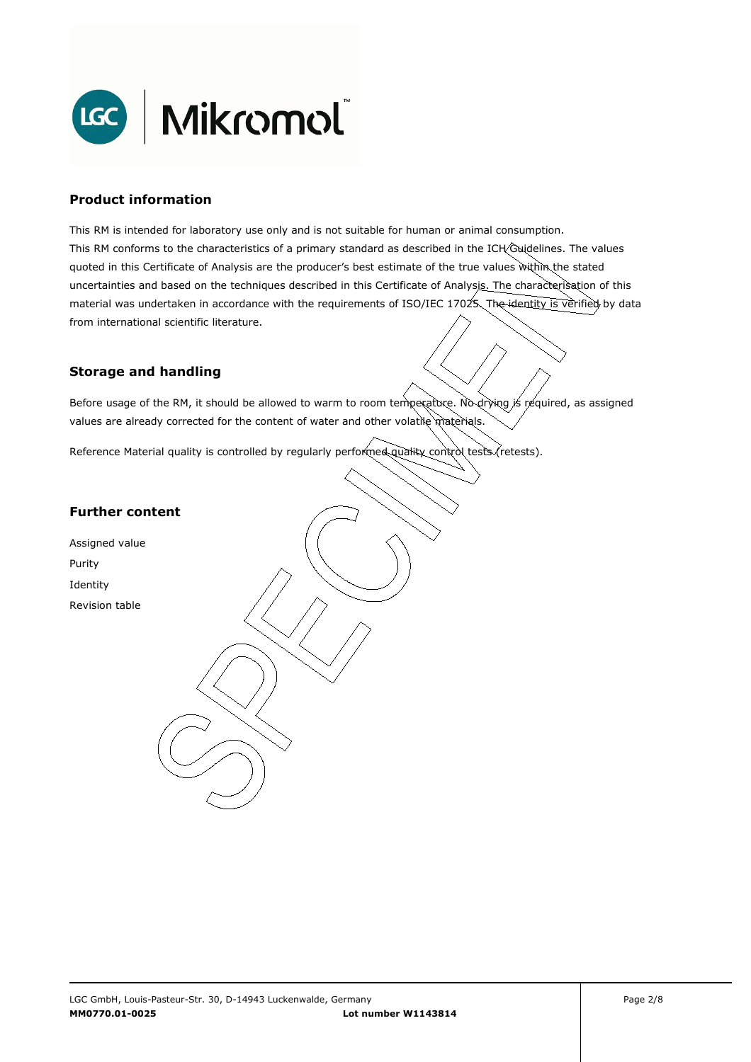## Product information

This RM is intended for laboratory use only and is not suitable for human or animal consumption.
This RM conforms to the characteristics of a primary standard as described in the ICH Guidelines. The values quoted in this Certificate of Analysis are the producer's best estimate of the true values within the stated uncertainties and based on the techniques described in this Certificate of Analysis. The characterisation of this material was undertaken in accordance with the requirements of ISO/IEC 17025. The identity is verified by data from international scientific literature.

## Storage and handling

Before usage of the RM, it should be allowed to warm to room temperature. No drying is required, as assigned values are already corrected for the content of water and other volatile materials.

Reference Material quality is controlled by regularly performed quality control tests (retests).

## Further content

Assigned value
Purity
Identity
Revision table

LGC GmbH, Louis-Pasteur-Str. 30, D-14943 Luckenwalde, Germany
**MM0770.01-0025** **Lot number W1143814**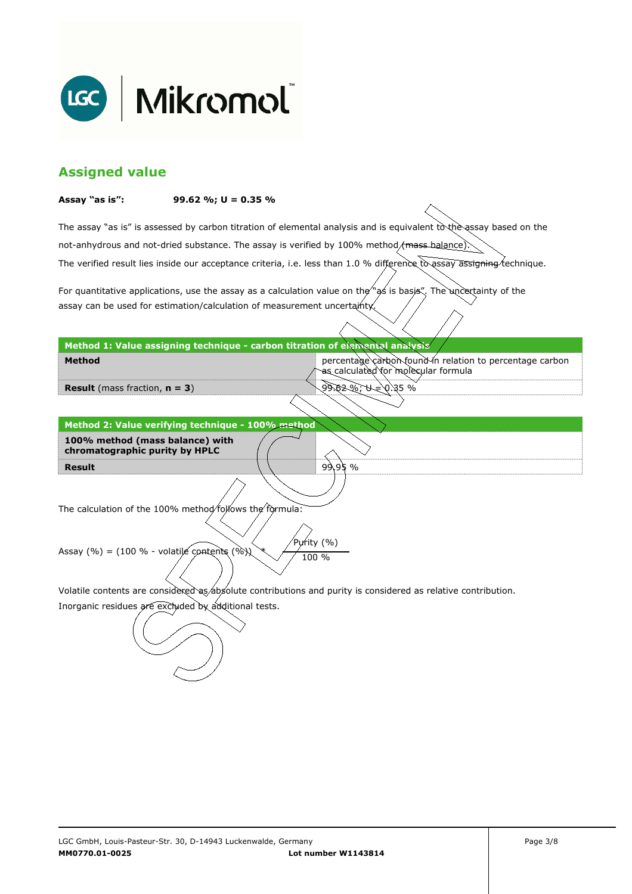## Assigned value

**Assay "as is":** **99.62 %; U = 0.35 %**

The assay "as is" is assessed by carbon titration of elemental analysis and is equivalent to the assay based on the not-anhydrous and not-dried substance. The assay is verified by 100% method (mass balance).
The verified result lies inside our acceptance criteria, i.e. less than 1.0 % difference to assay assigning technique.

For quantitative applications, use the assay as a calculation value on the "as is basis". The uncertainty of the assay can be used for estimation/calculation of measurement uncertainty.

| Method 1: Value assigning technique - carbon titration of elemental analysis | |
|---|---|
| **Method** | percentage carbon found in relation to percentage carbon as calculated for molecular formula |
| **Result** (mass fraction, **n = 3**) | 99.62 %; U = 0.35 % |

| Method 2: Value verifying technique - 100% method | |
|---|---|
| **100% method (mass balance) with chromatographic purity by HPLC** | |
| **Result** | 99.95 % |

The calculation of the 100% method follows the formula:

$$\text{Assay (\%)} = (100\ \% - \text{volatile contents (\%)}) \ast \frac{\text{Purity (\%)}}{100\ \%}$$

Volatile contents are considered as absolute contributions and purity is considered as relative contribution.
Inorganic residues are excluded by additional tests.

LGC GmbH, Louis-Pasteur-Str. 30, D-14943 Luckenwalde, Germany
**MM0770.01-0025** **Lot number W1143814**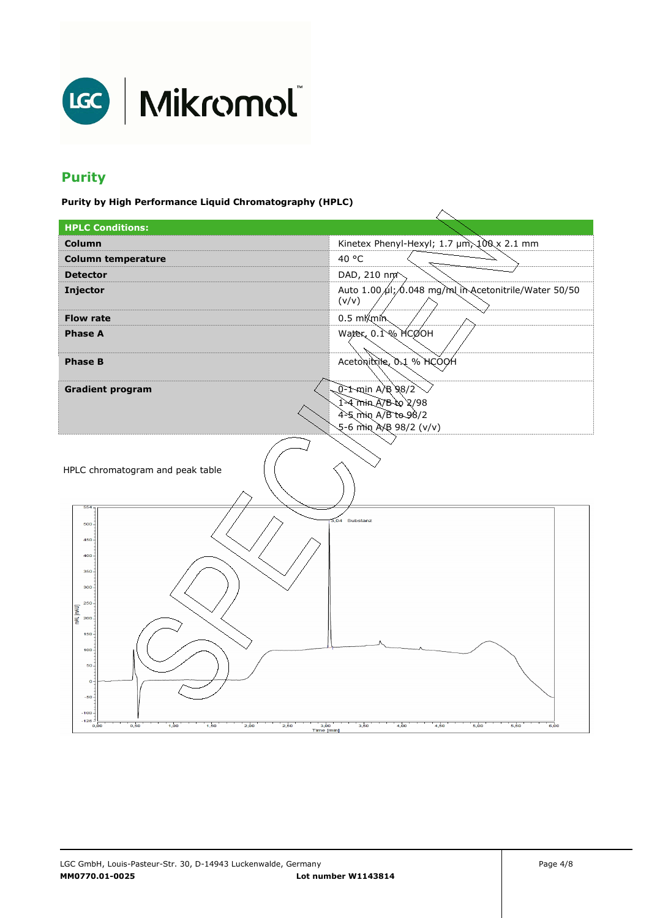## Purity

**Purity by High Performance Liquid Chromatography (HPLC)**

| HPLC Conditions: | |
|---|---|
| **Column** | Kinetex Phenyl-Hexyl; 1.7 µm, 100 x 2.1 mm |
| **Column temperature** | 40 °C |
| **Detector** | DAD, 210 nm |
| **Injector** | Auto 1.00 µl; 0.048 mg/ml in Acetonitrile/Water 50/50 (v/v) |
| **Flow rate** | 0.5 ml/min |
| **Phase A** | Water, 0.1 % HCOOH |
| **Phase B** | Acetonitrile, 0.1 % HCOOH |
| **Gradient program** | 0-1 min A/B 98/2<br>1-4 min A/B to 2/98<br>4-5 min A/B to 98/2<br>5-6 min A/B 98/2 (v/v) |

HPLC chromatogram and peak table

SPECIMEN

LGC GmbH, Louis-Pasteur-Str. 30, D-14943 Luckenwalde, Germany
**MM0770.01-0025** **Lot number W1143814**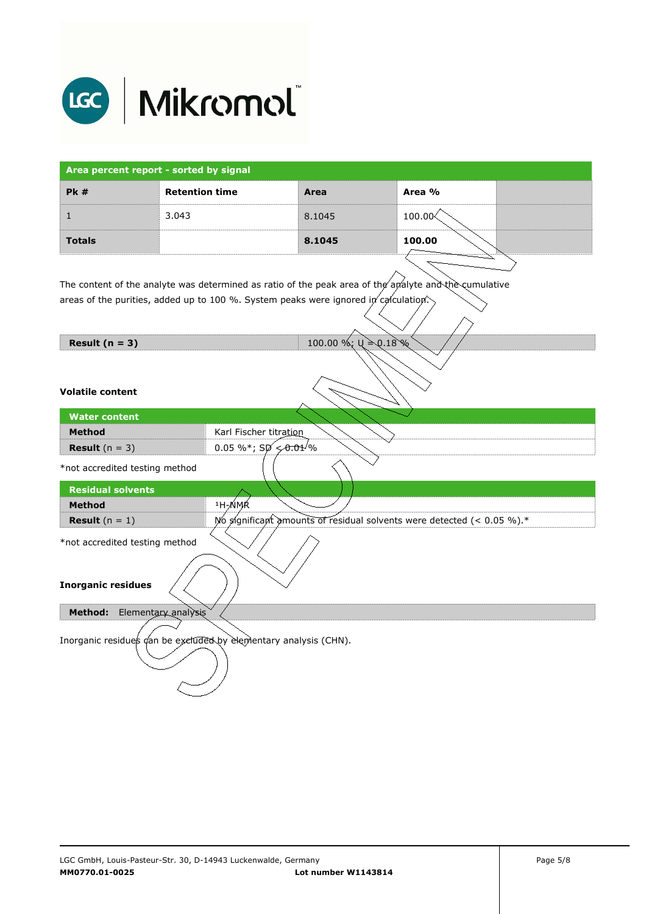| Area percent report - sorted by signal | | | | |
|---|---|---|---|---|
| **Pk #** | **Retention time** | **Area** | **Area %** | |
| 1 | 3.043 | 8.1045 | 100.00 | |
| **Totals** | | **8.1045** | **100.00** | |

The content of the analyte was determined as ratio of the peak area of the analyte and the cumulative areas of the purities, added up to 100 %. System peaks were ignored in calculation.

| **Result (n = 3)** | 100.00 %; U = 0.18 % |
|---|---|

**Volatile content**

| Water content | |
|---|---|
| **Method** | Karl Fischer titration |
| **Result** (n = 3) | 0.05 %*; SD < 0.01 % |

*not accredited testing method

| Residual solvents | |
|---|---|
| **Method** | $^1$H-NMR |
| **Result** (n = 1) | No significant amounts of residual solvents were detected (< 0.05 %).* |

*not accredited testing method

**Inorganic residues**

| **Method:** Elementary analysis |
|---|

Inorganic residues can be excluded by elementary analysis (CHN).

LGC GmbH, Louis-Pasteur-Str. 30, D-14943 Luckenwalde, Germany
**MM0770.01-0025** **Lot number W1143814**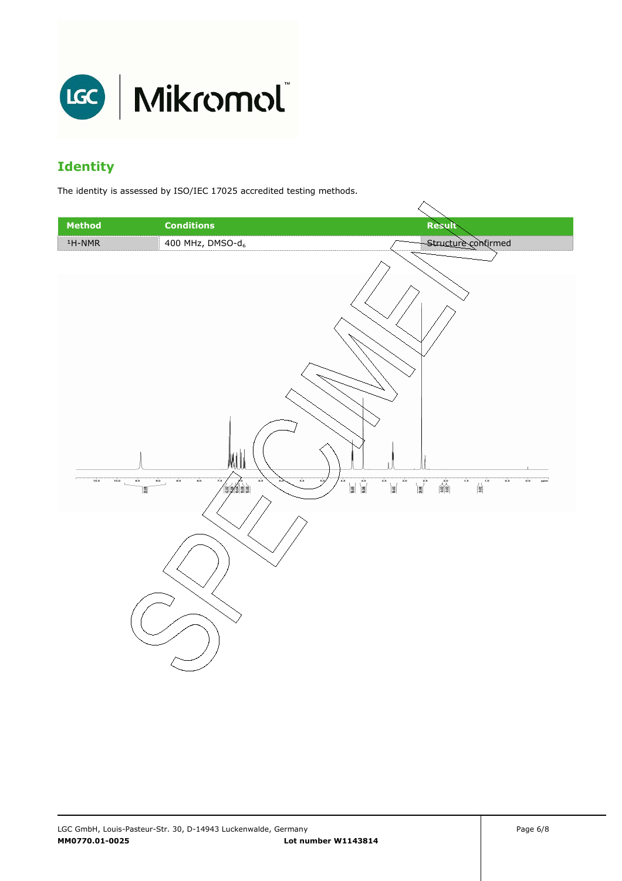## Identity

The identity is assessed by ISO/IEC 17025 accredited testing methods.

| Method | Conditions | Result |
| --- | --- | --- |
| $^1$H-NMR | 400 MHz, DMSO-$d_6$ | Structure confirmed |

SPECIMEN

LGC GmbH, Louis-Pasteur-Str. 30, D-14943 Luckenwalde, Germany
**MM0770.01-0025** **Lot number W1143814**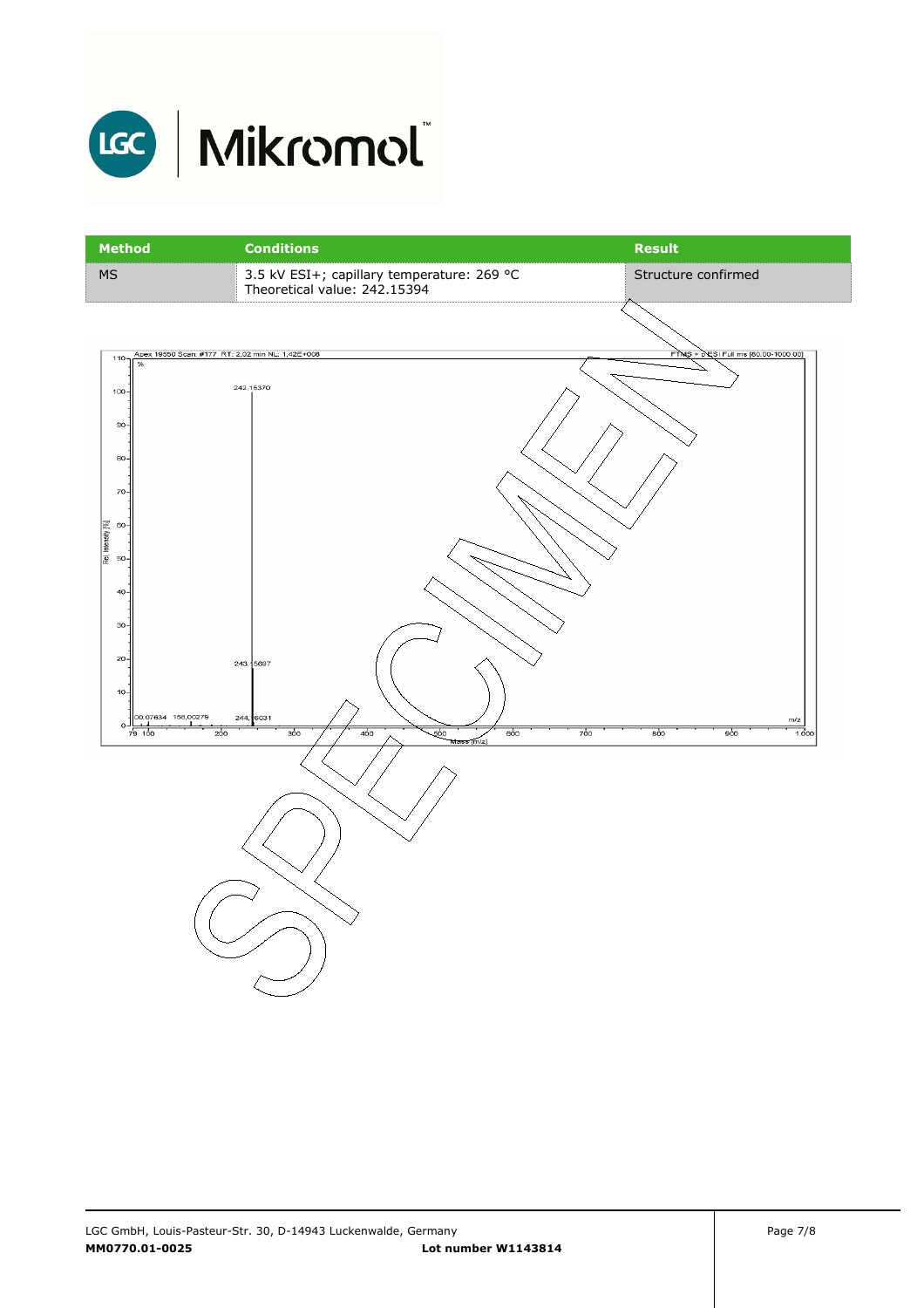| Method | Conditions | Result |
|---|---|---|
| MS | 3.5 kV ESI+; capillary temperature: 269 °C<br>Theoretical value: 242.15394 | Structure confirmed |

Apex 19550 Scan: #177 RT: 2,02 min NL: 1,42E+008

FTMS + p ESI Full ms [80.00-1000.00]

Rel. Intensity [%]

242,15370

243,15697

244,16031

100,07634 158,00279

Mass [m/z]

LGC GmbH, Louis-Pasteur-Str. 30, D-14943 Luckenwalde, Germany

**MM0770.01-0025** **Lot number W1143814**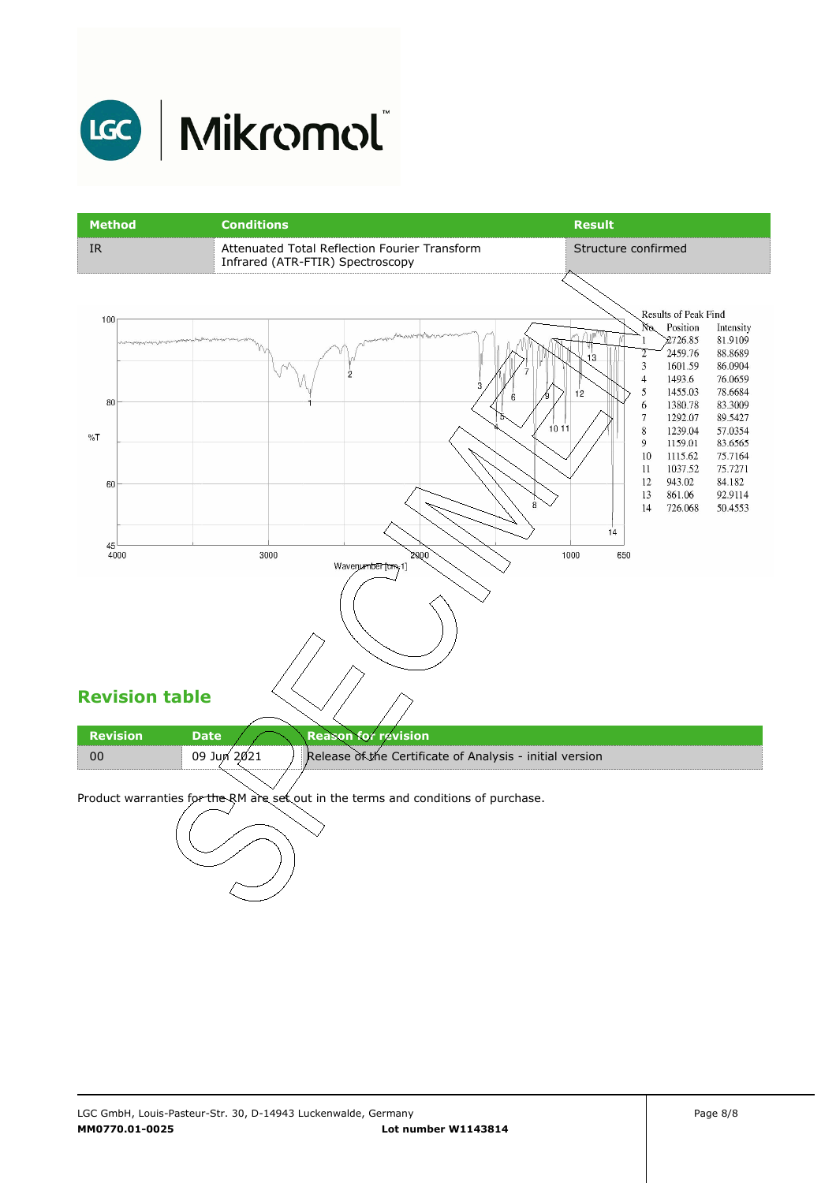| Method | Conditions | Result |
|---|---|---|
| IR | Attenuated Total Reflection Fourier Transform Infrared (ATR-FTIR) Spectroscopy | Structure confirmed |

100
80
%T
60
45
4000
3000
2000
1000
650
Wavenumber [cm-1]

Results of Peak Find

| No. | Position | Intensity |
|---|---|---|
| 1 | 2726.85 | 81.9109 |
| 2 | 2459.76 | 88.8689 |
| 3 | 1601.59 | 86.0904 |
| 4 | 1493.6 | 76.0659 |
| 5 | 1455.03 | 78.6684 |
| 6 | 1380.78 | 83.3009 |
| 7 | 1292.07 | 89.5427 |
| 8 | 1239.04 | 57.0354 |
| 9 | 1159.01 | 83.6565 |
| 10 | 1115.62 | 75.7164 |
| 11 | 1037.52 | 75.7271 |
| 12 | 943.02 | 84.182 |
| 13 | 861.06 | 92.9114 |
| 14 | 726.068 | 50.4553 |

## Revision table

| Revision | Date | Reason for revision |
|---|---|---|
| 00 | 09 Jun 2021 | Release of the Certificate of Analysis - initial version |

Product warranties for the RM are set out in the terms and conditions of purchase.

LGC GmbH, Louis-Pasteur-Str. 30, D-14943 Luckenwalde, Germany

**MM0770.01-0025** **Lot number W1143814**